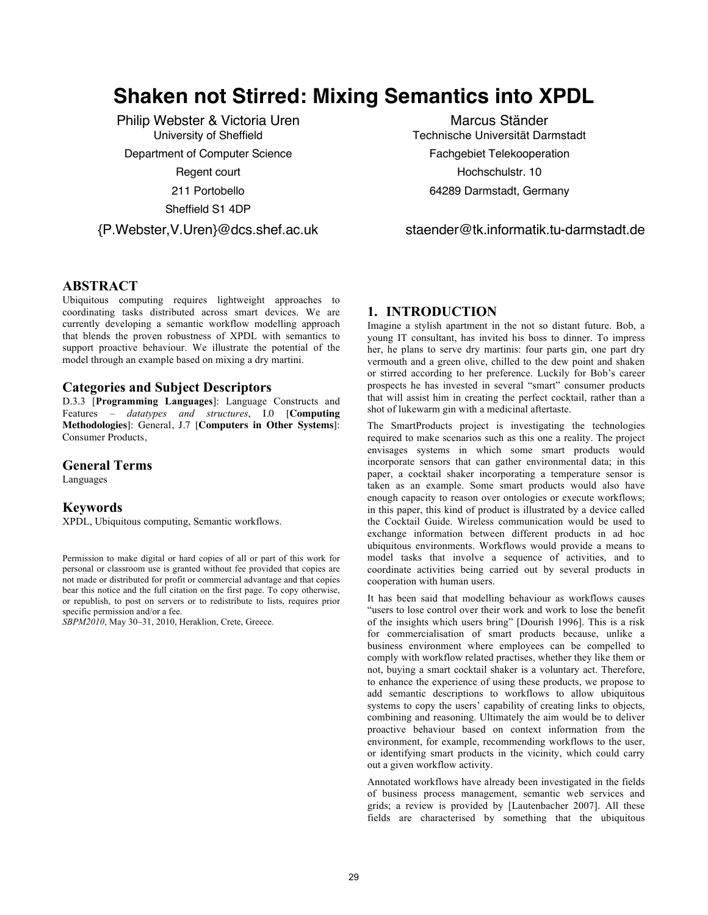# Shaken not Stirred: Mixing Semantics into XPDL

Philip Webster & Victoria Uren
University of Sheffield
Department of Computer Science
Regent court
211 Portobello
Sheffield S1 4DP
{P.Webster,V.Uren}@dcs.shef.ac.uk

Marcus Ständer
Technische Universität Darmstadt
Fachgebiet Telekooperation
Hochschulstr. 10
64289 Darmstadt, Germany
staender@tk.informatik.tu-darmstadt.de

## ABSTRACT

Ubiquitous computing requires lightweight approaches to coordinating tasks distributed across smart devices. We are currently developing a semantic workflow modelling approach that blends the proven robustness of XPDL with semantics to support proactive behaviour. We illustrate the potential of the model through an example based on mixing a dry martini.

### Categories and Subject Descriptors

D.3.3 [**Programming Languages**]: Language Constructs and Features – *datatypes and structures*, I.0 [**Computing Methodologies**]: General, J.7 [**Computers in Other Systems**]: Consumer Products,

### General Terms

Languages

### Keywords

XPDL, Ubiquitous computing, Semantic workflows.

Permission to make digital or hard copies of all or part of this work for personal or classroom use is granted without fee provided that copies are not made or distributed for profit or commercial advantage and that copies bear this notice and the full citation on the first page. To copy otherwise, or republish, to post on servers or to redistribute to lists, requires prior specific permission and/or a fee.
*SBPM2010*, May 30–31, 2010, Heraklion, Crete, Greece.

## 1. INTRODUCTION

Imagine a stylish apartment in the not so distant future. Bob, a young IT consultant, has invited his boss to dinner. To impress her, he plans to serve dry martinis: four parts gin, one part dry vermouth and a green olive, chilled to the dew point and shaken or stirred according to her preference. Luckily for Bob's career prospects he has invested in several "smart" consumer products that will assist him in creating the perfect cocktail, rather than a shot of lukewarm gin with a medicinal aftertaste.

The SmartProducts project is investigating the technologies required to make scenarios such as this one a reality. The project envisages systems in which some smart products would incorporate sensors that can gather environmental data; in this paper, a cocktail shaker incorporating a temperature sensor is taken as an example. Some smart products would also have enough capacity to reason over ontologies or execute workflows; in this paper, this kind of product is illustrated by a device called the Cocktail Guide. Wireless communication would be used to exchange information between different products in ad hoc ubiquitous environments. Workflows would provide a means to model tasks that involve a sequence of activities, and to coordinate activities being carried out by several products in cooperation with human users.

It has been said that modelling behaviour as workflows causes "users to lose control over their work and work to lose the benefit of the insights which users bring" [Dourish 1996]. This is a risk for commercialisation of smart products because, unlike a business environment where employees can be compelled to comply with workflow related practises, whether they like them or not, buying a smart cocktail shaker is a voluntary act. Therefore, to enhance the experience of using these products, we propose to add semantic descriptions to workflows to allow ubiquitous systems to copy the users' capability of creating links to objects, combining and reasoning. Ultimately the aim would be to deliver proactive behaviour based on context information from the environment, for example, recommending workflows to the user, or identifying smart products in the vicinity, which could carry out a given workflow activity.

Annotated workflows have already been investigated in the fields of business process management, semantic web services and grids; a review is provided by [Lautenbacher 2007]. All these fields are characterised by something that the ubiquitous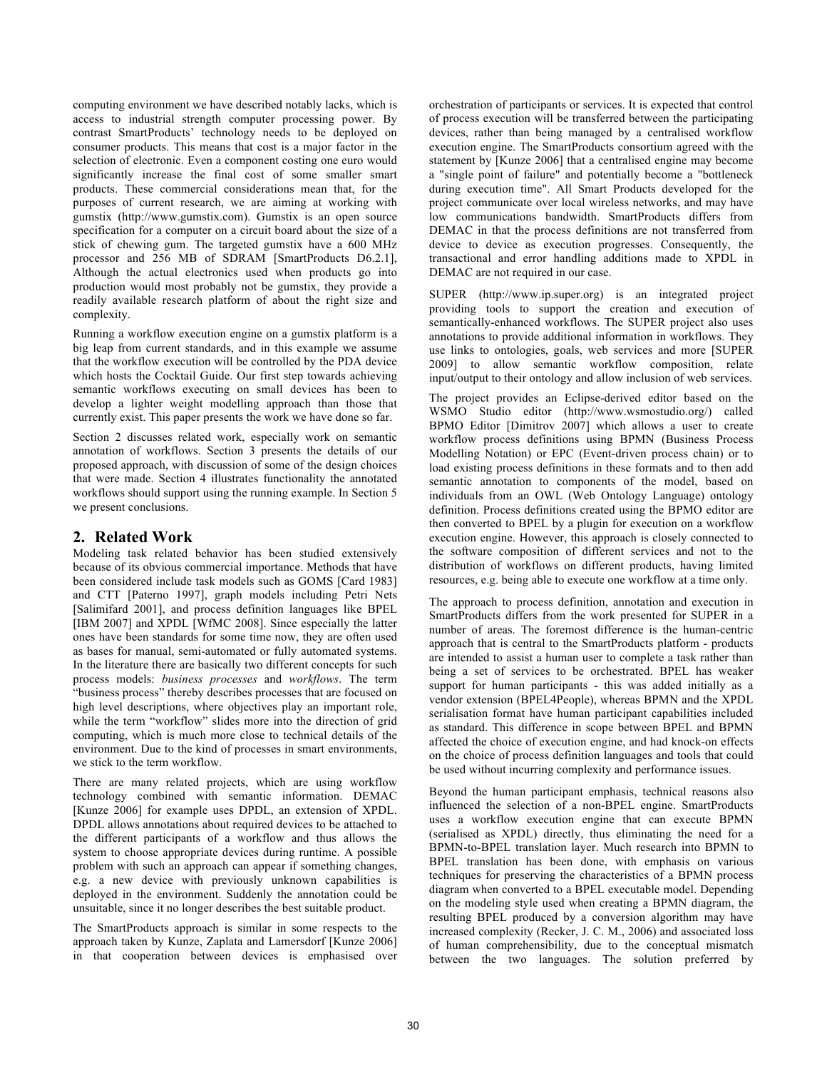computing environment we have described notably lacks, which is access to industrial strength computer processing power. By contrast SmartProducts' technology needs to be deployed on consumer products. This means that cost is a major factor in the selection of electronic. Even a component costing one euro would significantly increase the final cost of some smaller smart products. These commercial considerations mean that, for the purposes of current research, we are aiming at working with gumstix (http://www.gumstix.com). Gumstix is an open source specification for a computer on a circuit board about the size of a stick of chewing gum. The targeted gumstix have a 600 MHz processor and 256 MB of SDRAM [SmartProducts D6.2.1], Although the actual electronics used when products go into production would most probably not be gumstix, they provide a readily available research platform of about the right size and complexity.

Running a workflow execution engine on a gumstix platform is a big leap from current standards, and in this example we assume that the workflow execution will be controlled by the PDA device which hosts the Cocktail Guide. Our first step towards achieving semantic workflows executing on small devices has been to develop a lighter weight modelling approach than those that currently exist. This paper presents the work we have done so far.

Section 2 discusses related work, especially work on semantic annotation of workflows. Section 3 presents the details of our proposed approach, with discussion of some of the design choices that were made. Section 4 illustrates functionality the annotated workflows should support using the running example. In Section 5 we present conclusions.

## 2. Related Work

Modeling task related behavior has been studied extensively because of its obvious commercial importance. Methods that have been considered include task models such as GOMS [Card 1983] and CTT [Paterno 1997], graph models including Petri Nets [Salimifard 2001], and process definition languages like BPEL [IBM 2007] and XPDL [WfMC 2008]. Since especially the latter ones have been standards for some time now, they are often used as bases for manual, semi-automated or fully automated systems. In the literature there are basically two different concepts for such process models: *business processes* and *workflows*. The term "business process" thereby describes processes that are focused on high level descriptions, where objectives play an important role, while the term "workflow" slides more into the direction of grid computing, which is much more close to technical details of the environment. Due to the kind of processes in smart environments, we stick to the term workflow.

There are many related projects, which are using workflow technology combined with semantic information. DEMAC [Kunze 2006] for example uses DPDL, an extension of XPDL. DPDL allows annotations about required devices to be attached to the different participants of a workflow and thus allows the system to choose appropriate devices during runtime. A possible problem with such an approach can appear if something changes, e.g. a new device with previously unknown capabilities is deployed in the environment. Suddenly the annotation could be unsuitable, since it no longer describes the best suitable product.

The SmartProducts approach is similar in some respects to the approach taken by Kunze, Zaplata and Lamersdorf [Kunze 2006] in that cooperation between devices is emphasised over orchestration of participants or services. It is expected that control of process execution will be transferred between the participating devices, rather than being managed by a centralised workflow execution engine. The SmartProducts consortium agreed with the statement by [Kunze 2006] that a centralised engine may become a "single point of failure" and potentially become a "bottleneck during execution time". All Smart Products developed for the project communicate over local wireless networks, and may have low communications bandwidth. SmartProducts differs from DEMAC in that the process definitions are not transferred from device to device as execution progresses. Consequently, the transactional and error handling additions made to XPDL in DEMAC are not required in our case.

SUPER (http://www.ip.super.org) is an integrated project providing tools to support the creation and execution of semantically-enhanced workflows. The SUPER project also uses annotations to provide additional information in workflows. They use links to ontologies, goals, web services and more [SUPER 2009] to allow semantic workflow composition, relate input/output to their ontology and allow inclusion of web services.

The project provides an Eclipse-derived editor based on the WSMO Studio editor (http://www.wsmostudio.org/) called BPMO Editor [Dimitrov 2007] which allows a user to create workflow process definitions using BPMN (Business Process Modelling Notation) or EPC (Event-driven process chain) or to load existing process definitions in these formats and to then add semantic annotation to components of the model, based on individuals from an OWL (Web Ontology Language) ontology definition. Process definitions created using the BPMO editor are then converted to BPEL by a plugin for execution on a workflow execution engine. However, this approach is closely connected to the software composition of different services and not to the distribution of workflows on different products, having limited resources, e.g. being able to execute one workflow at a time only.

The approach to process definition, annotation and execution in SmartProducts differs from the work presented for SUPER in a number of areas. The foremost difference is the human-centric approach that is central to the SmartProducts platform - products are intended to assist a human user to complete a task rather than being a set of services to be orchestrated. BPEL has weaker support for human participants - this was added initially as a vendor extension (BPEL4People), whereas BPMN and the XPDL serialisation format have human participant capabilities included as standard. This difference in scope between BPEL and BPMN affected the choice of execution engine, and had knock-on effects on the choice of process definition languages and tools that could be used without incurring complexity and performance issues.

Beyond the human participant emphasis, technical reasons also influenced the selection of a non-BPEL engine. SmartProducts uses a workflow execution engine that can execute BPMN (serialised as XPDL) directly, thus eliminating the need for a BPMN-to-BPEL translation layer. Much research into BPMN to BPEL translation has been done, with emphasis on various techniques for preserving the characteristics of a BPMN process diagram when converted to a BPEL executable model. Depending on the modeling style used when creating a BPMN diagram, the resulting BPEL produced by a conversion algorithm may have increased complexity (Recker, J. C. M., 2006) and associated loss of human comprehensibility, due to the conceptual mismatch between the two languages. The solution preferred by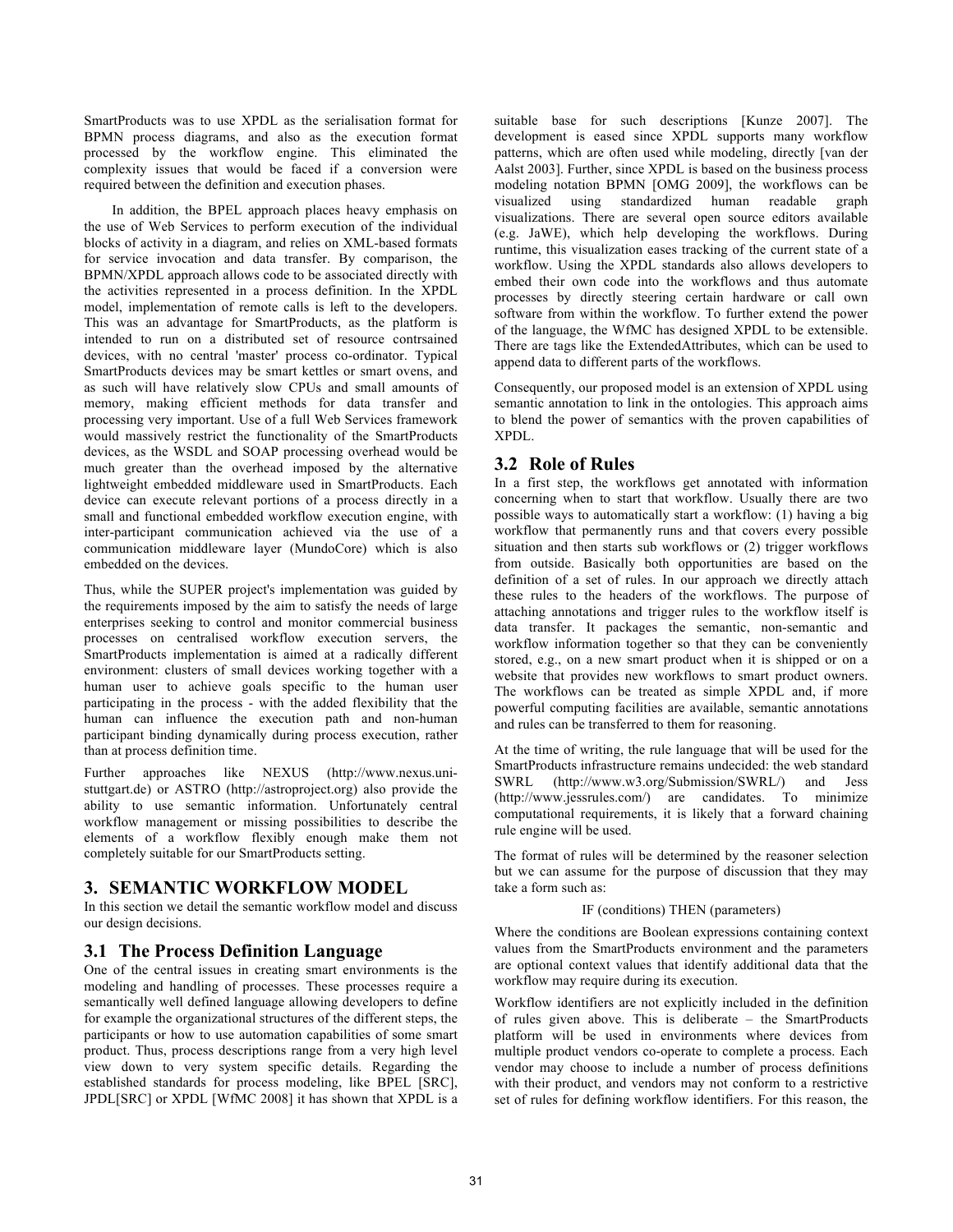SmartProducts was to use XPDL as the serialisation format for BPMN process diagrams, and also as the execution format processed by the workflow engine. This eliminated the complexity issues that would be faced if a conversion were required between the definition and execution phases.

In addition, the BPEL approach places heavy emphasis on the use of Web Services to perform execution of the individual blocks of activity in a diagram, and relies on XML-based formats for service invocation and data transfer. By comparison, the BPMN/XPDL approach allows code to be associated directly with the activities represented in a process definition. In the XPDL model, implementation of remote calls is left to the developers. This was an advantage for SmartProducts, as the platform is intended to run on a distributed set of resource contrsained devices, with no central 'master' process co-ordinator. Typical SmartProducts devices may be smart kettles or smart ovens, and as such will have relatively slow CPUs and small amounts of memory, making efficient methods for data transfer and processing very important. Use of a full Web Services framework would massively restrict the functionality of the SmartProducts devices, as the WSDL and SOAP processing overhead would be much greater than the overhead imposed by the alternative lightweight embedded middleware used in SmartProducts. Each device can execute relevant portions of a process directly in a small and functional embedded workflow execution engine, with inter-participant communication achieved via the use of a communication middleware layer (MundoCore) which is also embedded on the devices.

Thus, while the SUPER project's implementation was guided by the requirements imposed by the aim to satisfy the needs of large enterprises seeking to control and monitor commercial business processes on centralised workflow execution servers, the SmartProducts implementation is aimed at a radically different environment: clusters of small devices working together with a human user to achieve goals specific to the human user participating in the process - with the added flexibility that the human can influence the execution path and non-human participant binding dynamically during process execution, rather than at process definition time.

Further approaches like NEXUS (http://www.nexus.uni-stuttgart.de) or ASTRO (http://astroproject.org) also provide the ability to use semantic information. Unfortunately central workflow management or missing possibilities to describe the elements of a workflow flexibly enough make them not completely suitable for our SmartProducts setting.

## 3. SEMANTIC WORKFLOW MODEL

In this section we detail the semantic workflow model and discuss our design decisions.

### 3.1 The Process Definition Language

One of the central issues in creating smart environments is the modeling and handling of processes. These processes require a semantically well defined language allowing developers to define for example the organizational structures of the different steps, the participants or how to use automation capabilities of some smart product. Thus, process descriptions range from a very high level view down to very system specific details. Regarding the established standards for process modeling, like BPEL [SRC], JPDL[SRC] or XPDL [WfMC 2008] it has shown that XPDL is a suitable base for such descriptions [Kunze 2007]. The development is eased since XPDL supports many workflow patterns, which are often used while modeling, directly [van der Aalst 2003]. Further, since XPDL is based on the business process modeling notation BPMN [OMG 2009], the workflows can be visualized using standardized human readable graph visualizations. There are several open source editors available (e.g. JaWE), which help developing the workflows. During runtime, this visualization eases tracking of the current state of a workflow. Using the XPDL standards also allows developers to embed their own code into the workflows and thus automate processes by directly steering certain hardware or call own software from within the workflow. To further extend the power of the language, the WfMC has designed XPDL to be extensible. There are tags like the ExtendedAttributes, which can be used to append data to different parts of the workflows.

Consequently, our proposed model is an extension of XPDL using semantic annotation to link in the ontologies. This approach aims to blend the power of semantics with the proven capabilities of XPDL.

### 3.2 Role of Rules

In a first step, the workflows get annotated with information concerning when to start that workflow. Usually there are two possible ways to automatically start a workflow: (1) having a big workflow that permanently runs and that covers every possible situation and then starts sub workflows or (2) trigger workflows from outside. Basically both opportunities are based on the definition of a set of rules. In our approach we directly attach these rules to the headers of the workflows. The purpose of attaching annotations and trigger rules to the workflow itself is data transfer. It packages the semantic, non-semantic and workflow information together so that they can be conveniently stored, e.g., on a new smart product when it is shipped or on a website that provides new workflows to smart product owners. The workflows can be treated as simple XPDL and, if more powerful computing facilities are available, semantic annotations and rules can be transferred to them for reasoning.

At the time of writing, the rule language that will be used for the SmartProducts infrastructure remains undecided: the web standard SWRL (http://www.w3.org/Submission/SWRL/) and Jess (http://www.jessrules.com/) are candidates. To minimize computational requirements, it is likely that a forward chaining rule engine will be used.

The format of rules will be determined by the reasoner selection but we can assume for the purpose of discussion that they may take a form such as:

IF (conditions) THEN (parameters)

Where the conditions are Boolean expressions containing context values from the SmartProducts environment and the parameters are optional context values that identify additional data that the workflow may require during its execution.

Workflow identifiers are not explicitly included in the definition of rules given above. This is deliberate – the SmartProducts platform will be used in environments where devices from multiple product vendors co-operate to complete a process. Each vendor may choose to include a number of process definitions with their product, and vendors may not conform to a restrictive set of rules for defining workflow identifiers. For this reason, the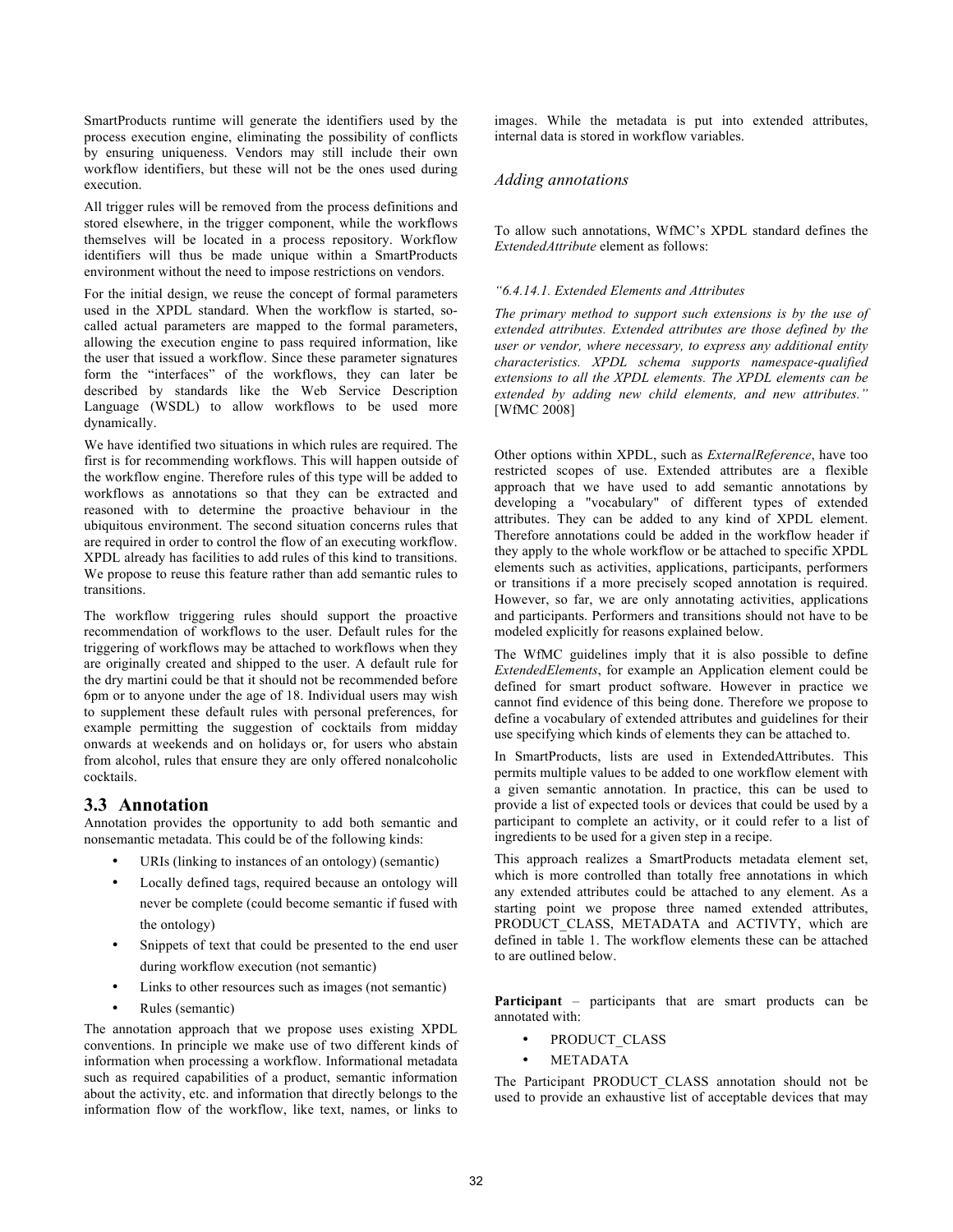SmartProducts runtime will generate the identifiers used by the process execution engine, eliminating the possibility of conflicts by ensuring uniqueness. Vendors may still include their own workflow identifiers, but these will not be the ones used during execution.

All trigger rules will be removed from the process definitions and stored elsewhere, in the trigger component, while the workflows themselves will be located in a process repository. Workflow identifiers will thus be made unique within a SmartProducts environment without the need to impose restrictions on vendors.

For the initial design, we reuse the concept of formal parameters used in the XPDL standard. When the workflow is started, so-called actual parameters are mapped to the formal parameters, allowing the execution engine to pass required information, like the user that issued a workflow. Since these parameter signatures form the "interfaces" of the workflows, they can later be described by standards like the Web Service Description Language (WSDL) to allow workflows to be used more dynamically.

We have identified two situations in which rules are required. The first is for recommending workflows. This will happen outside of the workflow engine. Therefore rules of this type will be added to workflows as annotations so that they can be extracted and reasoned with to determine the proactive behaviour in the ubiquitous environment. The second situation concerns rules that are required in order to control the flow of an executing workflow. XPDL already has facilities to add rules of this kind to transitions. We propose to reuse this feature rather than add semantic rules to transitions.

The workflow triggering rules should support the proactive recommendation of workflows to the user. Default rules for the triggering of workflows may be attached to workflows when they are originally created and shipped to the user. A default rule for the dry martini could be that it should not be recommended before 6pm or to anyone under the age of 18. Individual users may wish to supplement these default rules with personal preferences, for example permitting the suggestion of cocktails from midday onwards at weekends and on holidays or, for users who abstain from alcohol, rules that ensure they are only offered nonalcoholic cocktails.

## 3.3 Annotation

Annotation provides the opportunity to add both semantic and nonsemantic metadata. This could be of the following kinds:

- URIs (linking to instances of an ontology) (semantic)
- Locally defined tags, required because an ontology will never be complete (could become semantic if fused with the ontology)
- Snippets of text that could be presented to the end user during workflow execution (not semantic)
- Links to other resources such as images (not semantic)
- Rules (semantic)

The annotation approach that we propose uses existing XPDL conventions. In principle we make use of two different kinds of information when processing a workflow. Informational metadata such as required capabilities of a product, semantic information about the activity, etc. and information that directly belongs to the information flow of the workflow, like text, names, or links to images. While the metadata is put into extended attributes, internal data is stored in workflow variables.

### *Adding annotations*

To allow such annotations, WfMC's XPDL standard defines the *ExtendedAttribute* element as follows:

*"6.4.14.1. Extended Elements and Attributes*

*The primary method to support such extensions is by the use of extended attributes. Extended attributes are those defined by the user or vendor, where necessary, to express any additional entity characteristics. XPDL schema supports namespace-qualified extensions to all the XPDL elements. The XPDL elements can be extended by adding new child elements, and new attributes."* [WfMC 2008]

Other options within XPDL, such as *ExternalReference*, have too restricted scopes of use. Extended attributes are a flexible approach that we have used to add semantic annotations by developing a "vocabulary" of different types of extended attributes. They can be added to any kind of XPDL element. Therefore annotations could be added in the workflow header if they apply to the whole workflow or be attached to specific XPDL elements such as activities, applications, participants, performers or transitions if a more precisely scoped annotation is required. However, so far, we are only annotating activities, applications and participants. Performers and transitions should not have to be modeled explicitly for reasons explained below.

The WfMC guidelines imply that it is also possible to define *ExtendedElements*, for example an Application element could be defined for smart product software. However in practice we cannot find evidence of this being done. Therefore we propose to define a vocabulary of extended attributes and guidelines for their use specifying which kinds of elements they can be attached to.

In SmartProducts, lists are used in ExtendedAttributes. This permits multiple values to be added to one workflow element with a given semantic annotation. In practice, this can be used to provide a list of expected tools or devices that could be used by a participant to complete an activity, or it could refer to a list of ingredients to be used for a given step in a recipe.

This approach realizes a SmartProducts metadata element set, which is more controlled than totally free annotations in which any extended attributes could be attached to any element. As a starting point we propose three named extended attributes, PRODUCT_CLASS, METADATA and ACTIVTY, which are defined in table 1. The workflow elements these can be attached to are outlined below.

**Participant** – participants that are smart products can be annotated with:

- PRODUCT_CLASS
- METADATA

The Participant PRODUCT_CLASS annotation should not be used to provide an exhaustive list of acceptable devices that may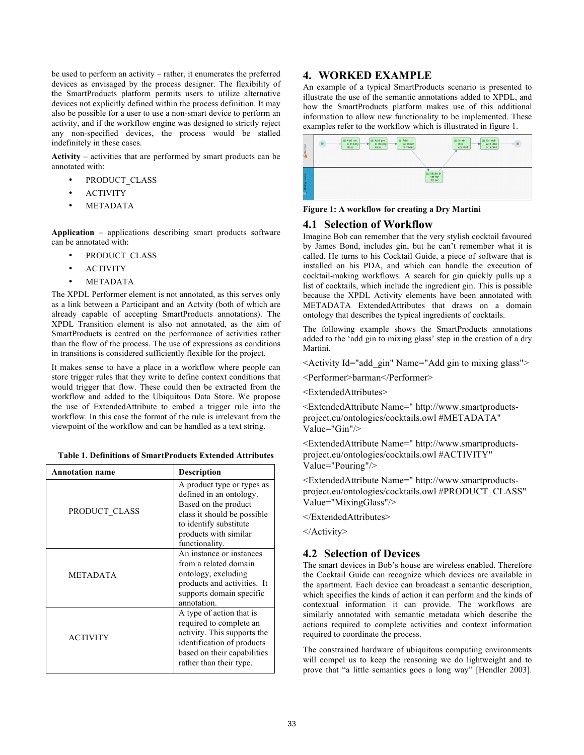be used to perform an activity – rather, it enumerates the preferred devices as envisaged by the process designer. The flexibility of the SmartProducts platform permits users to utilize alternative devices not explicitly defined within the process definition. It may also be possible for a user to use a non-smart device to perform an activity, and if the workflow engine was designed to strictly reject any non-specified devices, the process would be stalled indefinitely in these cases.

**Activity** – activities that are performed by smart products can be annotated with:

- PRODUCT_CLASS
- ACTIVITY
- METADATA

**Application** – applications describing smart products software can be annotated with:

- PRODUCT_CLASS
- ACTIVITY
- METADATA

The XPDL Performer element is not annotated, as this serves only as a link between a Participant and an Actvity (both of which are already capable of accepting SmartProducts annotations). The XPDL Transition element is also not annotated, as the aim of SmartProducts is centred on the performance of activities rather than the flow of the process. The use of expressions as conditions in transitions is considered sufficiently flexible for the project.

It makes sense to have a place in a workflow where people can store trigger rules that they write to define context conditions that would trigger that flow. These could then be extracted from the workflow and added to the Ubiquitous Data Store. We propose the use of ExtendedAttribute to embed a trigger rule into the workflow. In this case the format of the rule is irrelevant from the viewpoint of the workflow and can be handled as a text string.

**Table 1. Definitions of SmartProducts Extended Attributes**

| Annotation name | Description |
|---|---|
| PRODUCT_CLASS | A product type or types as defined in an ontology. Based on the product class it should be possible to identify substitute products with similar functionality. |
| METADATA | An instance or instances from a related domain ontology, excluding products and activities. It supports domain specific annotation. |
| ACTIVITY | A type of action that is required to complete an activity. This supports the identification of products based on their capabilities rather than their type. |

# 4. WORKED EXAMPLE

An example of a typical SmartProducts scenario is presented to illustrate the use of the semantic annotations added to XPDL, and how the SmartProducts platform makes use of this additional information to allow new functionality to be implemented. These examples refer to the workflow which is illustrated in figure 1.

**Figure 1: A workflow for creating a Dry Martini**

## 4.1 Selection of Workflow

Imagine Bob can remember that the very stylish cocktail favoured by James Bond, includes gin, but he can't remember what it is called. He turns to his Cocktail Guide, a piece of software that is installed on his PDA, and which can handle the execution of cocktail-making workflows. A search for gin quickly pulls up a list of cocktails, which include the ingredient gin. This is possible because the XPDL Activity elements have been annotated with METADATA ExtendedAttributes that draws on a domain ontology that describes the typical ingredients of cocktails.

The following example shows the SmartProducts annotations added to the 'add gin to mixing glass' step in the creation of a dry Martini.

```
<Activity Id="add_gin" Name="Add gin to mixing glass">
<Performer>barman</Performer>
<ExtendedAttributes>
<ExtendedAttribute Name=" http://www.smartproducts-project.eu/ontologies/cocktails.owl #METADATA" Value="Gin"/>
<ExtendedAttribute Name=" http://www.smartproducts-project.eu/ontologies/cocktails.owl #ACTIVITY" Value="Pouring"/>
<ExtendedAttribute Name=" http://www.smartproducts-project.eu/ontologies/cocktails.owl #PRODUCT_CLASS" Value="MixingGlass"/>
</ExtendedAttributes>
</Activity>
```

## 4.2 Selection of Devices

The smart devices in Bob's house are wireless enabled. Therefore the Cocktail Guide can recognize which devices are available in the apartment. Each device can broadcast a semantic description, which specifies the kinds of action it can perform and the kinds of contextual information it can provide. The workflows are similarly annotated with semantic metadata which describe the actions required to complete activities and context information required to coordinate the process.

The constrained hardware of ubiquitous computing environments will compel us to keep the reasoning we do lightweight and to prove that "a little semantics goes a long way" [Hendler 2003].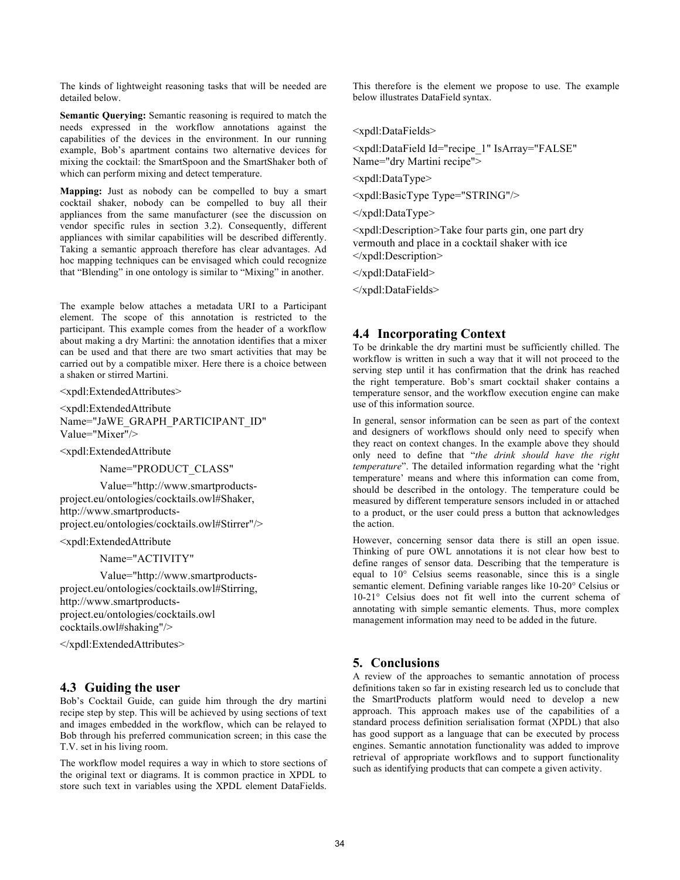The kinds of lightweight reasoning tasks that will be needed are detailed below.

**Semantic Querying:** Semantic reasoning is required to match the needs expressed in the workflow annotations against the capabilities of the devices in the environment. In our running example, Bob's apartment contains two alternative devices for mixing the cocktail: the SmartSpoon and the SmartShaker both of which can perform mixing and detect temperature.

**Mapping:** Just as nobody can be compelled to buy a smart cocktail shaker, nobody can be compelled to buy all their appliances from the same manufacturer (see the discussion on vendor specific rules in section 3.2). Consequently, different appliances with similar capabilities will be described differently. Taking a semantic approach therefore has clear advantages. Ad hoc mapping techniques can be envisaged which could recognize that "Blending" in one ontology is similar to "Mixing" in another.

The example below attaches a metadata URI to a Participant element. The scope of this annotation is restricted to the participant. This example comes from the header of a workflow about making a dry Martini: the annotation identifies that a mixer can be used and that there are two smart activities that may be carried out by a compatible mixer. Here there is a choice between a shaken or stirred Martini.

```
<xpdl:ExtendedAttributes>
<xpdl:ExtendedAttribute
Name="JaWE_GRAPH_PARTICIPANT_ID"
Value="Mixer"/>
<xpdl:ExtendedAttribute
        Name="PRODUCT_CLASS"
        Value="http://www.smartproducts-project.eu/ontologies/cocktails.owl#Shaker,
http://www.smartproducts-project.eu/ontologies/cocktails.owl#Stirrer"/>
<xpdl:ExtendedAttribute
        Name="ACTIVITY"
        Value="http://www.smartproducts-project.eu/ontologies/cocktails.owl#Stirring,
http://www.smartproducts-project.eu/ontologies/cocktails.owl
cocktails.owl#shaking"/>
</xpdl:ExtendedAttributes>
```

### 4.3 Guiding the user

Bob's Cocktail Guide, can guide him through the dry martini recipe step by step. This will be achieved by using sections of text and images embedded in the workflow, which can be relayed to Bob through his preferred communication screen; in this case the T.V. set in his living room.

The workflow model requires a way in which to store sections of the original text or diagrams. It is common practice in XPDL to store such text in variables using the XPDL element DataFields. This therefore is the element we propose to use. The example below illustrates DataField syntax.

```
<xpdl:DataFields>
<xpdl:DataField Id="recipe_1" IsArray="FALSE"
Name="dry Martini recipe">
<xpdl:DataType>
<xpdl:BasicType Type="STRING"/>
</xpdl:DataType>
<xpdl:Description>Take four parts gin, one part dry
vermouth and place in a cocktail shaker with ice
</xpdl:Description>
</xpdl:DataField>
</xpdl:DataFields>
```

### 4.4 Incorporating Context

To be drinkable the dry martini must be sufficiently chilled. The workflow is written in such a way that it will not proceed to the serving step until it has confirmation that the drink has reached the right temperature. Bob's smart cocktail shaker contains a temperature sensor, and the workflow execution engine can make use of this information source.

In general, sensor information can be seen as part of the context and designers of workflows should only need to specify when they react on context changes. In the example above they should only need to define that "*the drink should have the right temperature*". The detailed information regarding what the 'right temperature' means and where this information can come from, should be described in the ontology. The temperature could be measured by different temperature sensors included in or attached to the product, or the user could press a button that acknowledges the action.

However, concerning sensor data there is still an open issue. Thinking of pure OWL annotations it is not clear how best to define ranges of sensor data. Describing that the temperature is equal to 10° Celsius seems reasonable, since this is a single semantic element. Defining variable ranges like 10-20° Celsius or 10-21° Celsius does not fit well into the current schema of annotating with simple semantic elements. Thus, more complex management information may need to be added in the future.

## 5. Conclusions

A review of the approaches to semantic annotation of process definitions taken so far in existing research led us to conclude that the SmartProducts platform would need to develop a new approach. This approach makes use of the capabilities of a standard process definition serialisation format (XPDL) that also has good support as a language that can be executed by process engines. Semantic annotation functionality was added to improve retrieval of appropriate workflows and to support functionality such as identifying products that can compete a given activity.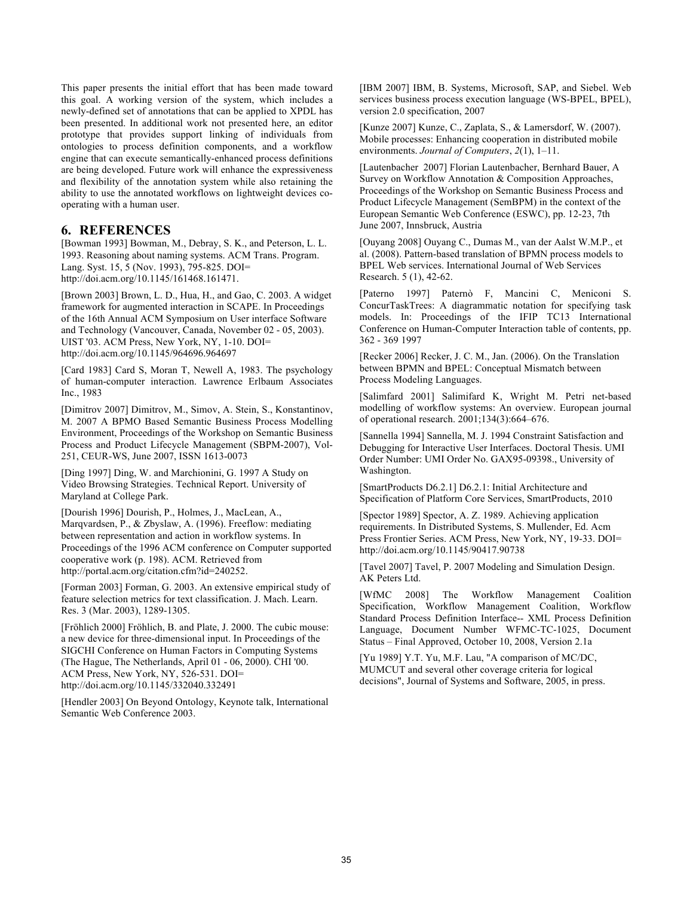This paper presents the initial effort that has been made toward this goal. A working version of the system, which includes a newly-defined set of annotations that can be applied to XPDL has been presented. In additional work not presented here, an editor prototype that provides support linking of individuals from ontologies to process definition components, and a workflow engine that can execute semantically-enhanced process definitions are being developed. Future work will enhance the expressiveness and flexibility of the annotation system while also retaining the ability to use the annotated workflows on lightweight devices co-operating with a human user.

## 6. REFERENCES

[Bowman 1993] Bowman, M., Debray, S. K., and Peterson, L. L. 1993. Reasoning about naming systems. ACM Trans. Program. Lang. Syst. 15, 5 (Nov. 1993), 795-825. DOI= http://doi.acm.org/10.1145/161468.161471.

[Brown 2003] Brown, L. D., Hua, H., and Gao, C. 2003. A widget framework for augmented interaction in SCAPE. In Proceedings of the 16th Annual ACM Symposium on User interface Software and Technology (Vancouver, Canada, November 02 - 05, 2003). UIST '03. ACM Press, New York, NY, 1-10. DOI= http://doi.acm.org/10.1145/964696.964697

[Card 1983] Card S, Moran T, Newell A, 1983. The psychology of human-computer interaction. Lawrence Erlbaum Associates Inc., 1983

[Dimitrov 2007] Dimitrov, M., Simov, A. Stein, S., Konstantinov, M. 2007 A BPMO Based Semantic Business Process Modelling Environment, Proceedings of the Workshop on Semantic Business Process and Product Lifecycle Management (SBPM-2007), Vol-251, CEUR-WS, June 2007, ISSN 1613-0073

[Ding 1997] Ding, W. and Marchionini, G. 1997 A Study on Video Browsing Strategies. Technical Report. University of Maryland at College Park.

[Dourish 1996] Dourish, P., Holmes, J., MacLean, A., Marqvardsen, P., & Zbyslaw, A. (1996). Freeflow: mediating between representation and action in workflow systems. In Proceedings of the 1996 ACM conference on Computer supported cooperative work (p. 198). ACM. Retrieved from http://portal.acm.org/citation.cfm?id=240252.

[Forman 2003] Forman, G. 2003. An extensive empirical study of feature selection metrics for text classification. J. Mach. Learn. Res. 3 (Mar. 2003), 1289-1305.

[Fröhlich 2000] Fröhlich, B. and Plate, J. 2000. The cubic mouse: a new device for three-dimensional input. In Proceedings of the SIGCHI Conference on Human Factors in Computing Systems (The Hague, The Netherlands, April 01 - 06, 2000). CHI '00. ACM Press, New York, NY, 526-531. DOI= http://doi.acm.org/10.1145/332040.332491

[Hendler 2003] On Beyond Ontology, Keynote talk, International Semantic Web Conference 2003.

[IBM 2007] IBM, B. Systems, Microsoft, SAP, and Siebel. Web services business process execution language (WS-BPEL, BPEL), version 2.0 specification, 2007

[Kunze 2007] Kunze, C., Zaplata, S., & Lamersdorf, W. (2007). Mobile processes: Enhancing cooperation in distributed mobile environments. *Journal of Computers*, *2*(1), 1–11.

[Lautenbacher 2007] Florian Lautenbacher, Bernhard Bauer, A Survey on Workflow Annotation & Composition Approaches, Proceedings of the Workshop on Semantic Business Process and Product Lifecycle Management (SemBPM) in the context of the European Semantic Web Conference (ESWC), pp. 12-23, 7th June 2007, Innsbruck, Austria

[Ouyang 2008] Ouyang C., Dumas M., van der Aalst W.M.P., et al. (2008). Pattern-based translation of BPMN process models to BPEL Web services. International Journal of Web Services Research. 5 (1), 42-62.

[Paterno 1997] Paternò F, Mancini C, Meniconi S. ConcurTaskTrees: A diagrammatic notation for specifying task models. In: Proceedings of the IFIP TC13 International Conference on Human-Computer Interaction table of contents, pp. 362 - 369 1997

[Recker 2006] Recker, J. C. M., Jan. (2006). On the Translation between BPMN and BPEL: Conceptual Mismatch between Process Modeling Languages.

[Salimfard 2001] Salimifard K, Wright M. Petri net-based modelling of workflow systems: An overview. European journal of operational research. 2001;134(3):664–676.

[Sannella 1994] Sannella, M. J. 1994 Constraint Satisfaction and Debugging for Interactive User Interfaces. Doctoral Thesis. UMI Order Number: UMI Order No. GAX95-09398., University of Washington.

[SmartProducts D6.2.1] D6.2.1: Initial Architecture and Specification of Platform Core Services, SmartProducts, 2010

[Spector 1989] Spector, A. Z. 1989. Achieving application requirements. In Distributed Systems, S. Mullender, Ed. Acm Press Frontier Series. ACM Press, New York, NY, 19-33. DOI= http://doi.acm.org/10.1145/90417.90738

[Tavel 2007] Tavel, P. 2007 Modeling and Simulation Design. AK Peters Ltd.

[WfMC 2008] The Workflow Management Coalition Specification, Workflow Management Coalition, Workflow Standard Process Definition Interface-- XML Process Definition Language, Document Number WFMC-TC-1025, Document Status – Final Approved, October 10, 2008, Version 2.1a

[Yu 1989] Y.T. Yu, M.F. Lau, "A comparison of MC/DC, MUMCUT and several other coverage criteria for logical decisions", Journal of Systems and Software, 2005, in press.